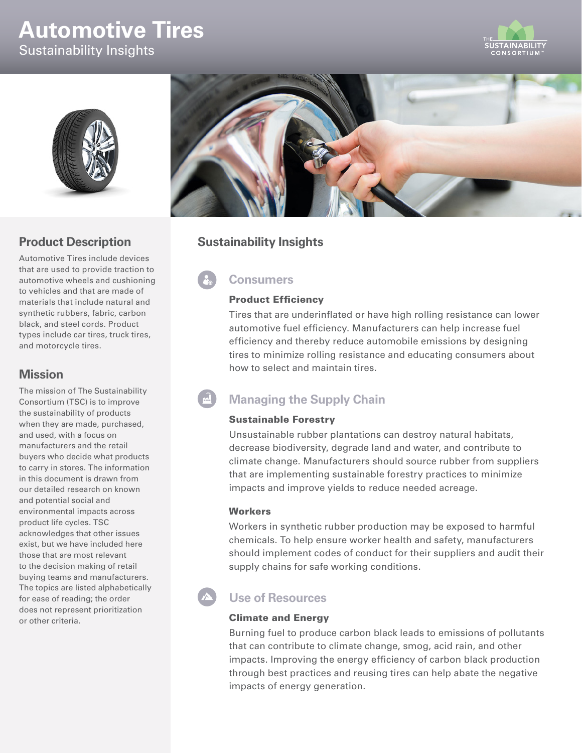# Automotive Tires

Sustainability Insights

## Product Description

Automotive Tires include devices that are used to provide traction to automotive wheels and cushioning to vehicles and that are made of materials that include natural and synthetic rubbers, fabric, carbon black, and steel cords. Product types include car tires, truck tires, and motorcycle tires.

## Mission

The mission of The Sustainability Consortium (TSC) is to improve the sustainability of products when they are made, purchased, and used, with a focus on manufacturers and the retail buyers who decide what products to carry in stores. The information in this document is drawn from our detailed research on known and potential social and environmental impacts across product life cycles. TSC acknowledges that other issues exist, but we have included here those that are most relevant to the decision making of retail buying teams and manufacturers. The topics are listed alphabetically for ease of reading; the order does not represent prioritization or other criteria.

## Sustainability Insights

### Consumers

**Product Efficiency**

Tires that are underinflated or have high rolling resistance can lower automotive fuel efficiency. Manufacturers can help increase fuel efficiency and thereby reduce automobile emissions by designing tires to minimize rolling resistance and educating consumers about how to select and maintain tires.

### Managing the Supply Chain

**Sustainable Forestry**

Unsustainable rubber plantations can destroy natural habitats, decrease biodiversity, degrade land and water, and contribute to climate change. Manufacturers should source rubber from suppliers that are implementing sustainable forestry practices to minimize impacts and improve yields to reduce needed acreage.

**Workers**

Workers in synthetic rubber production may be exposed to harmful chemicals. To help ensure worker health and safety, manufacturers should implement codes of conduct for their suppliers and audit their supply chains for safe working conditions.

### Use of Resources

**Climate and Energy**

Burning fuel to produce carbon black leads to emissions of pollutants that can contribute to climate change, smog, acid rain, and other impacts. Improving the energy efficiency of carbon black production through best practices and reusing tires can help abate the negative impacts of energy generation.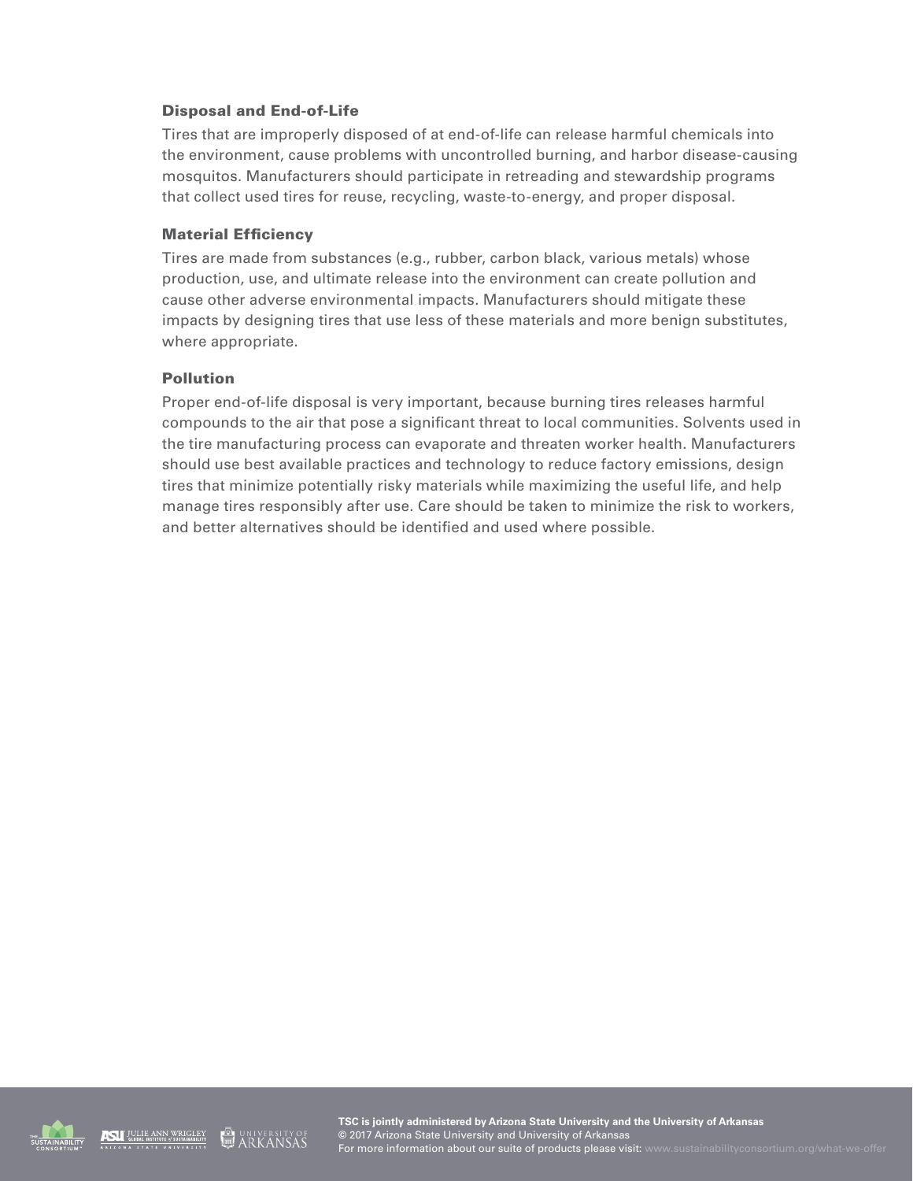### Disposal and End-of-Life

Tires that are improperly disposed of at end-of-life can release harmful chemicals into the environment, cause problems with uncontrolled burning, and harbor disease-causing mosquitos. Manufacturers should participate in retreading and stewardship programs that collect used tires for reuse, recycling, waste-to-energy, and proper disposal.

### Material Efficiency

Tires are made from substances (e.g., rubber, carbon black, various metals) whose production, use, and ultimate release into the environment can create pollution and cause other adverse environmental impacts. Manufacturers should mitigate these impacts by designing tires that use less of these materials and more benign substitutes, where appropriate.

### Pollution

Proper end-of-life disposal is very important, because burning tires releases harmful compounds to the air that pose a significant threat to local communities. Solvents used in the tire manufacturing process can evaporate and threaten worker health. Manufacturers should use best available practices and technology to reduce factory emissions, design tires that minimize potentially risky materials while maximizing the useful life, and help manage tires responsibly after use. Care should be taken to minimize the risk to workers, and better alternatives should be identified and used where possible.